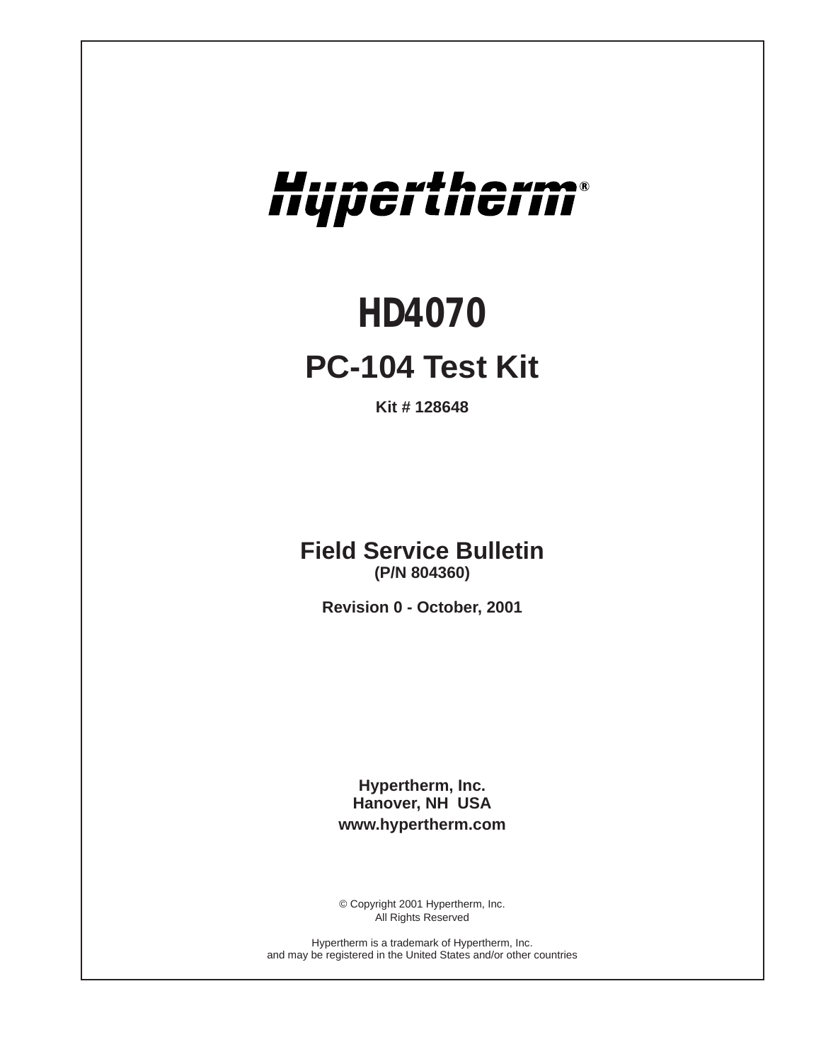# Hypertherm®

# HD4070

## PC-104 Test Kit

**Kit # 128648**

## Field Service Bulletin

**(P/N 804360)**

**Revision 0 - October, 2001**

**Hypertherm, Inc.**
**Hanover, NH USA**
**www.hypertherm.com**

© Copyright 2001 Hypertherm, Inc.
All Rights Reserved

Hypertherm is a trademark of Hypertherm, Inc.
and may be registered in the United States and/or other countries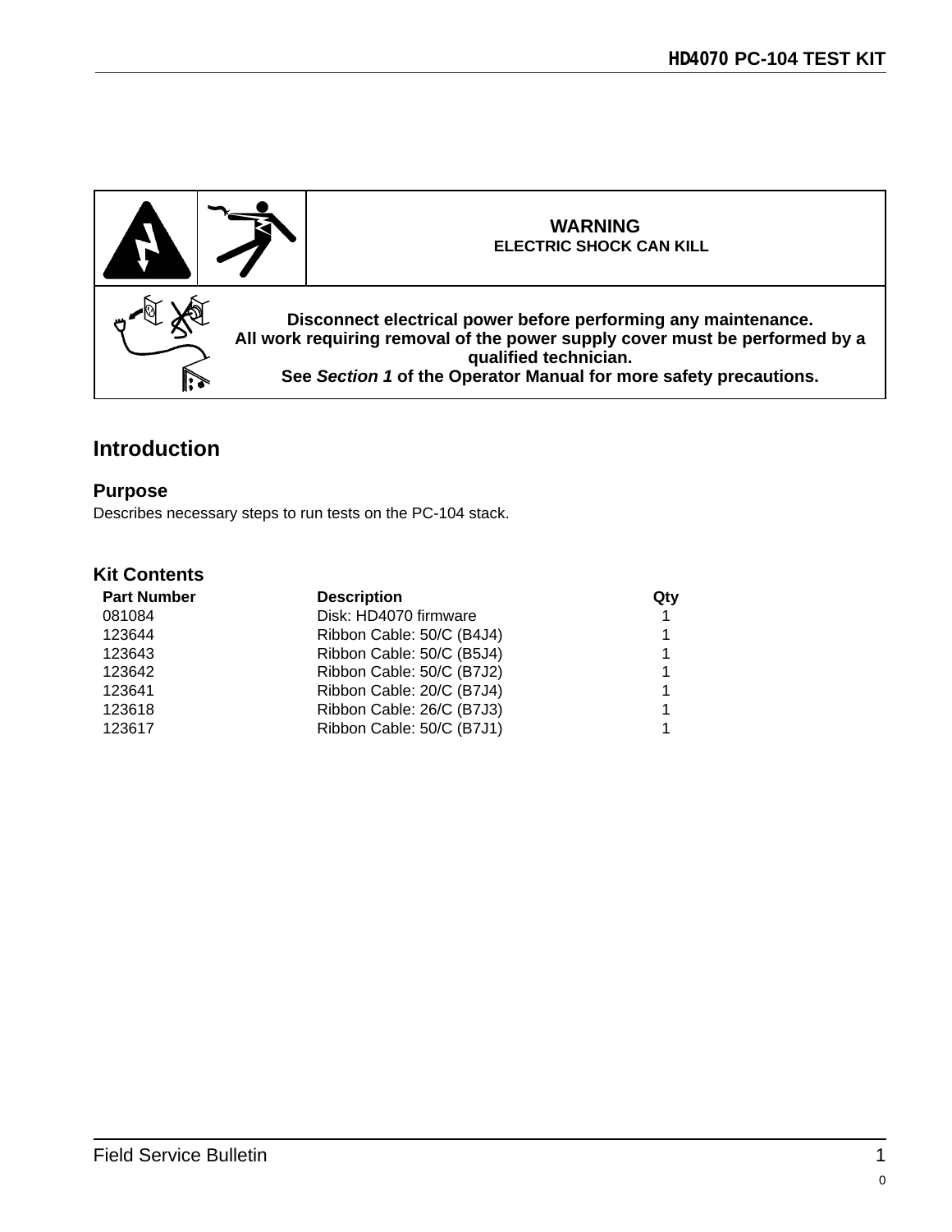**WARNING**
**ELECTRIC SHOCK CAN KILL**

**Disconnect electrical power before performing any maintenance.**
**All work requiring removal of the power supply cover must be performed by a qualified technician.**
**See *Section 1* of the Operator Manual for more safety precautions.**

# Introduction

## Purpose

Describes necessary steps to run tests on the PC-104 stack.

## Kit Contents

| Part Number | Description | Qty |
|---|---|---|
| 081084 | Disk: HD4070 firmware | 1 |
| 123644 | Ribbon Cable: 50/C (B4J4) | 1 |
| 123643 | Ribbon Cable: 50/C (B5J4) | 1 |
| 123642 | Ribbon Cable: 50/C (B7J2) | 1 |
| 123641 | Ribbon Cable: 20/C (B7J4) | 1 |
| 123618 | Ribbon Cable: 26/C (B7J3) | 1 |
| 123617 | Ribbon Cable: 50/C (B7J1) | 1 |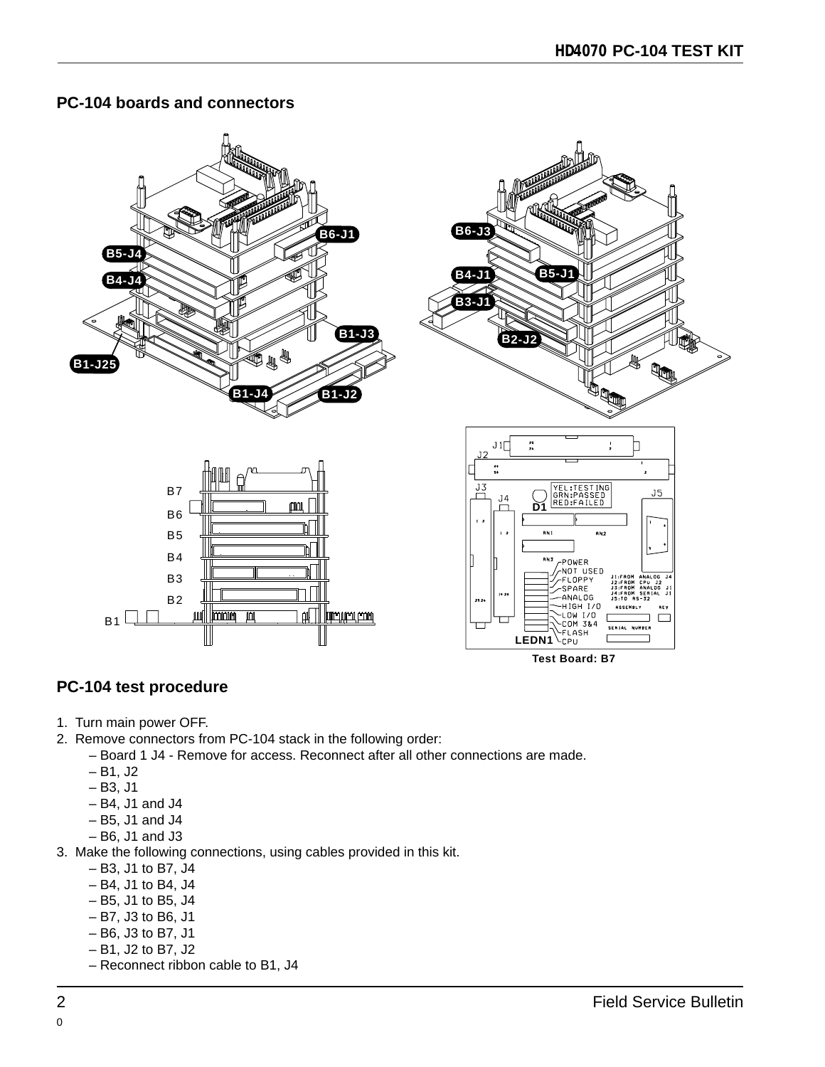## PC-104 boards and connectors

Test Board: B7

## PC-104 test procedure

1. Turn main power OFF.
2. Remove connectors from PC-104 stack in the following order:
   - – Board 1 J4 - Remove for access. Reconnect after all other connections are made.
   - – B1, J2
   - – B3, J1
   - – B4, J1 and J4
   - – B5, J1 and J4
   - – B6, J1 and J3
3. Make the following connections, using cables provided in this kit.
   - – B3, J1 to B7, J4
   - – B4, J1 to B4, J4
   - – B5, J1 to B5, J4
   - – B7, J3 to B6, J1
   - – B6, J3 to B7, J1
   - – B1, J2 to B7, J2
   - – Reconnect ribbon cable to B1, J4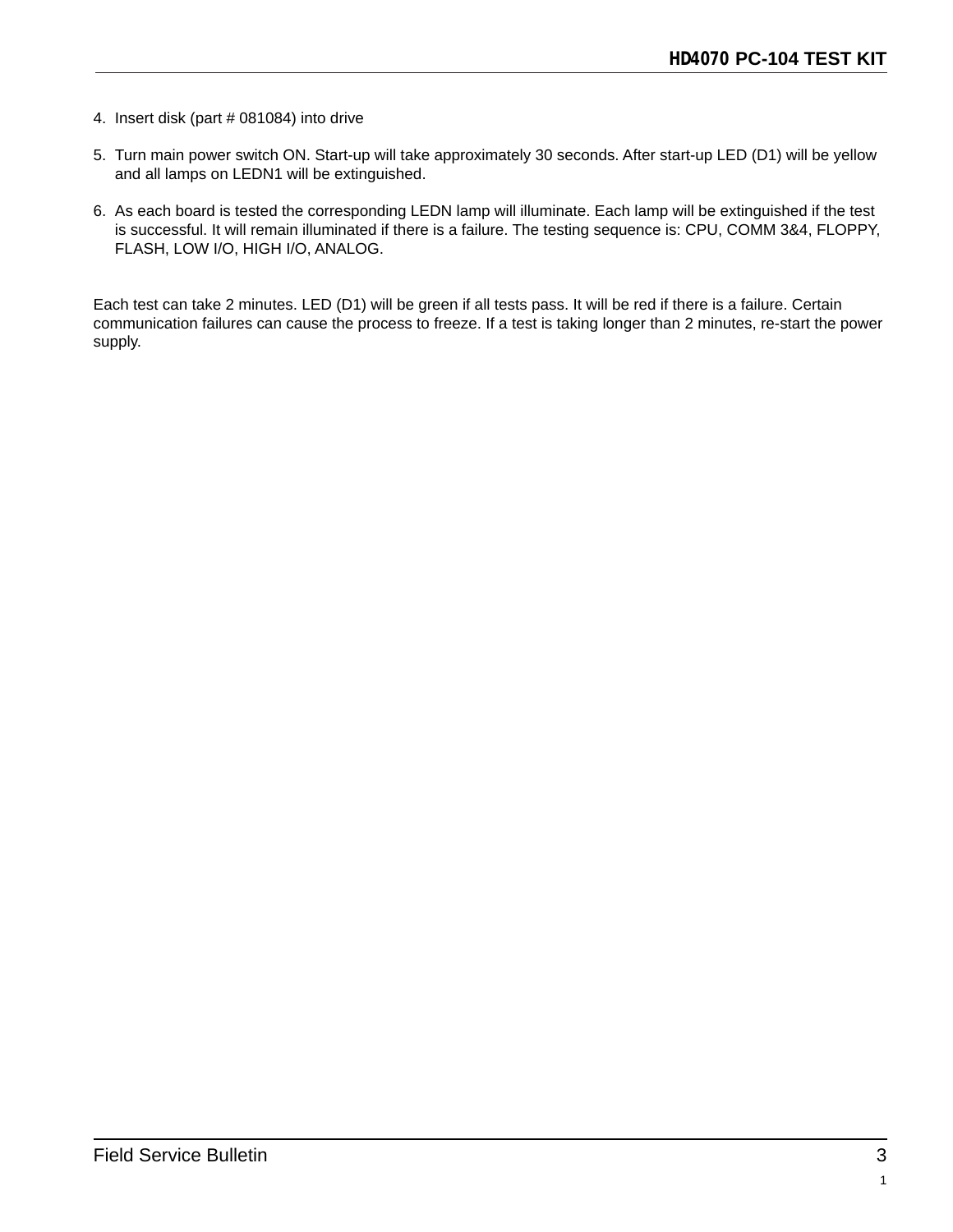4. Insert disk (part # 081084) into drive

5. Turn main power switch ON. Start-up will take approximately 30 seconds. After start-up LED (D1) will be yellow and all lamps on LEDN1 will be extinguished.

6. As each board is tested the corresponding LEDN lamp will illuminate. Each lamp will be extinguished if the test is successful. It will remain illuminated if there is a failure. The testing sequence is: CPU, COMM 3&4, FLOPPY, FLASH, LOW I/O, HIGH I/O, ANALOG.

Each test can take 2 minutes. LED (D1) will be green if all tests pass. It will be red if there is a failure. Certain communication failures can cause the process to freeze. If a test is taking longer than 2 minutes, re-start the power supply.